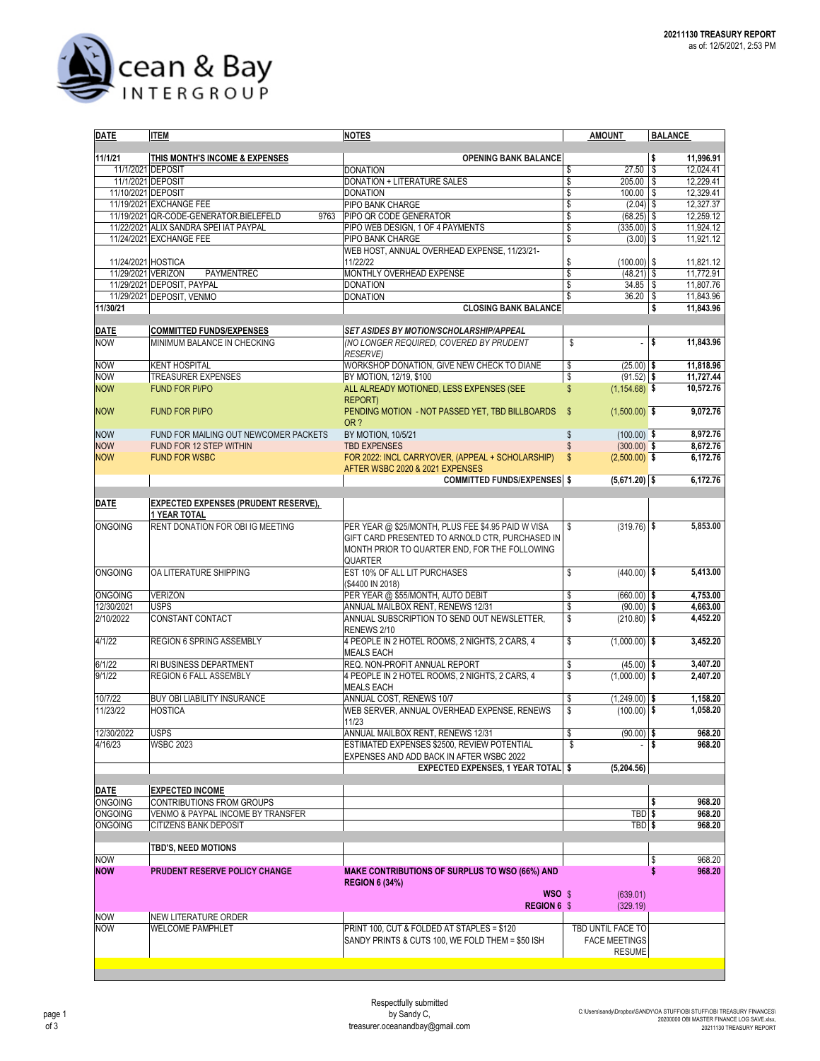**20211130 TREASURY REPORT**
as of: 12/5/2021, 2:53 PM

Ocean & Bay INTERGROUP

| DATE | ITEM | NOTES | AMOUNT | BALANCE |
|---|---|---|---|---|
| 11/1/21 | **THIS MONTH'S INCOME & EXPENSES** | **OPENING BANK BALANCE** | | **$ 11,996.91** |
| 11/1/2021 | DEPOSIT | DONATION | $ 27.50 | $ 12,024.41 |
| 11/1/2021 | DEPOSIT | DONATION + LITERATURE SALES | $ 205.00 | $ 12,229.41 |
| 11/10/2021 | DEPOSIT | DONATION | $ 100.00 | $ 12,329.41 |
| 11/19/2021 | EXCHANGE FEE | PIPO BANK CHARGE | $ (2.04) | $ 12,327.37 |
| 11/19/2021 | QR-CODE-GENERATOR.BIELEFELD 9763 | PIPO QR CODE GENERATOR | $ (68.25) | $ 12,259.12 |
| 11/22/2021 | ALIX SANDRA SPEI IAT PAYPAL | PIPO WEB DESIGN, 1 OF 4 PAYMENTS | $ (335.00) | $ 11,924.12 |
| 11/24/2021 | EXCHANGE FEE | PIPO BANK CHARGE | $ (3.00) | $ 11,921.12 |
| 11/24/2021 | HOSTICA | WEB HOST, ANNUAL OVERHEAD EXPENSE, 11/23/21-11/22/22 | $ (100.00) | $ 11,821.12 |
| 11/29/2021 | VERIZON PAYMENTREC | MONTHLY OVERHEAD EXPENSE | $ (48.21) | $ 11,772.91 |
| 11/29/2021 | DEPOSIT, PAYPAL | DONATION | $ 34.85 | $ 11,807.76 |
| 11/29/2021 | DEPOSIT, VENMO | DONATION | $ 36.20 | $ 11,843.96 |
| 11/30/21 | | **CLOSING BANK BALANCE** | | **$ 11,843.96** |
| **DATE** | **COMMITTED FUNDS/EXPENSES** | ***SET ASIDES BY MOTION/SCHOLARSHIP/APPEAL*** | | |
| NOW | MINIMUM BALANCE IN CHECKING | *(NO LONGER REQUIRED, COVERED BY PRUDENT RESERVE)* | $ - | **$ 11,843.96** |
| NOW | KENT HOSPITAL | WORKSHOP DONATION, GIVE NEW CHECK TO DIANE | $ (25.00) | **$ 11,818.96** |
| NOW | TREASURER EXPENSES | BY MOTION, 12/19, $100 | $ (91.52) | **$ 11,727.44** |
| NOW | FUND FOR PI/PO | ALL ALREADY MOTIONED, LESS EXPENSES (SEE REPORT) | $ (1,154.68) | **$ 10,572.76** |
| NOW | FUND FOR PI/PO | PENDING MOTION - NOT PASSED YET, TBD BILLBOARDS OR ? | $ (1,500.00) | **$ 9,072.76** |
| NOW | FUND FOR MAILING OUT NEWCOMER PACKETS | BY MOTION, 10/5/21 | $ (100.00) | **$ 8,972.76** |
| NOW | FUND FOR 12 STEP WITHIN | TBD EXPENSES | $ (300.00) | **$ 8,672.76** |
| NOW | FUND FOR WSBC | FOR 2022: INCL CARRYOVER, (APPEAL + SCHOLARSHIP) AFTER WSBC 2020 & 2021 EXPENSES | $ (2,500.00) | **$ 6,172.76** |
| | | **COMMITTED FUNDS/EXPENSES** | **$ (5,671.20)** | **$ 6,172.76** |
| **DATE** | **EXPECTED EXPENSES (PRUDENT RESERVE), 1 YEAR TOTAL** | | | |
| ONGOING | RENT DONATION FOR OBI IG MEETING | PER YEAR @ $25/MONTH, PLUS FEE $4.95 PAID W VISA GIFT CARD PRESENTED TO ARNOLD CTR, PURCHASED IN MONTH PRIOR TO QUARTER END, FOR THE FOLLOWING QUARTER | $ (319.76) | **$ 5,853.00** |
| ONGOING | OA LITERATURE SHIPPING | EST 10% OF ALL LIT PURCHASES ($4400 IN 2018) | $ (440.00) | **$ 5,413.00** |
| ONGOING | VERIZON | PER YEAR @ $55/MONTH, AUTO DEBIT | $ (660.00) | **$ 4,753.00** |
| 12/30/2021 | USPS | ANNUAL MAILBOX RENT, RENEWS 12/31 | $ (90.00) | **$ 4,663.00** |
| 2/10/2022 | CONSTANT CONTACT | ANNUAL SUBSCRIPTION TO SEND OUT NEWSLETTER, RENEWS 2/10 | $ (210.80) | **$ 4,452.20** |
| 4/1/22 | REGION 6 SPRING ASSEMBLY | 4 PEOPLE IN 2 HOTEL ROOMS, 2 NIGHTS, 2 CARS, 4 MEALS EACH | $ (1,000.00) | **$ 3,452.20** |
| 6/1/22 | RI BUSINESS DEPARTMENT | REQ. NON-PROFIT ANNUAL REPORT | $ (45.00) | **$ 3,407.20** |
| 9/1/22 | REGION 6 FALL ASSEMBLY | 4 PEOPLE IN 2 HOTEL ROOMS, 2 NIGHTS, 2 CARS, 4 MEALS EACH | $ (1,000.00) | **$ 2,407.20** |
| 10/7/22 | BUY OBI LIABILITY INSURANCE | ANNUAL COST, RENEWS 10/7 | $ (1,249.00) | **$ 1,158.20** |
| 11/23/22 | HOSTICA | WEB SERVER, ANNUAL OVERHEAD EXPENSE, RENEWS 11/23 | $ (100.00) | **$ 1,058.20** |
| 12/30/2022 | USPS | ANNUAL MAILBOX RENT, RENEWS 12/31 | $ (90.00) | **$ 968.20** |
| 4/16/23 | WSBC 2023 | ESTIMATED EXPENSES $2500, REVIEW POTENTIAL EXPENSES AND ADD BACK IN AFTER WSBC 2022 | $ - | **$ 968.20** |
| | | **EXPECTED EXPENSES, 1 YEAR TOTAL** | **$ (5,204.56)** | |
| **DATE** | **EXPECTED INCOME** | | | |
| ONGOING | CONTRIBUTIONS FROM GROUPS | | | **$ 968.20** |
| ONGOING | VENMO & PAYPAL INCOME BY TRANSFER | | TBD | **$ 968.20** |
| ONGOING | CITIZENS BANK DEPOSIT | | TBD | **$ 968.20** |
| | **TBD'S, NEED MOTIONS** | | | |
| NOW | | | | $ 968.20 |
| **NOW** | **PRUDENT RESERVE POLICY CHANGE** | **MAKE CONTRIBUTIONS OF SURPLUS TO WSO (66%) AND REGION 6 (34%)** | | **$ 968.20** |
| | | **WSO** | $ (639.01) | |
| | | **REGION 6** | $ (329.19) | |
| NOW | NEW LITERATURE ORDER | | | |
| NOW | WELCOME PAMPHLET | PRINT 100, CUT & FOLDED AT STAPLES = $120 SANDY PRINTS & CUTS 100, WE FOLD THEM = $50 ISH | TBD UNTIL FACE TO FACE MEETINGS RESUME | |

Respectfully submitted
by Sandy C,
treasurer.oceanandbay@gmail.com

C:\Users\sandy\Dropbox\SANDY\OA STUFF\OBI STUFF\OBI TREASURY FINANCES\20200000 OBI MASTER FINANCE LOG SAVE.xlsx, 20211130 TREASURY REPORT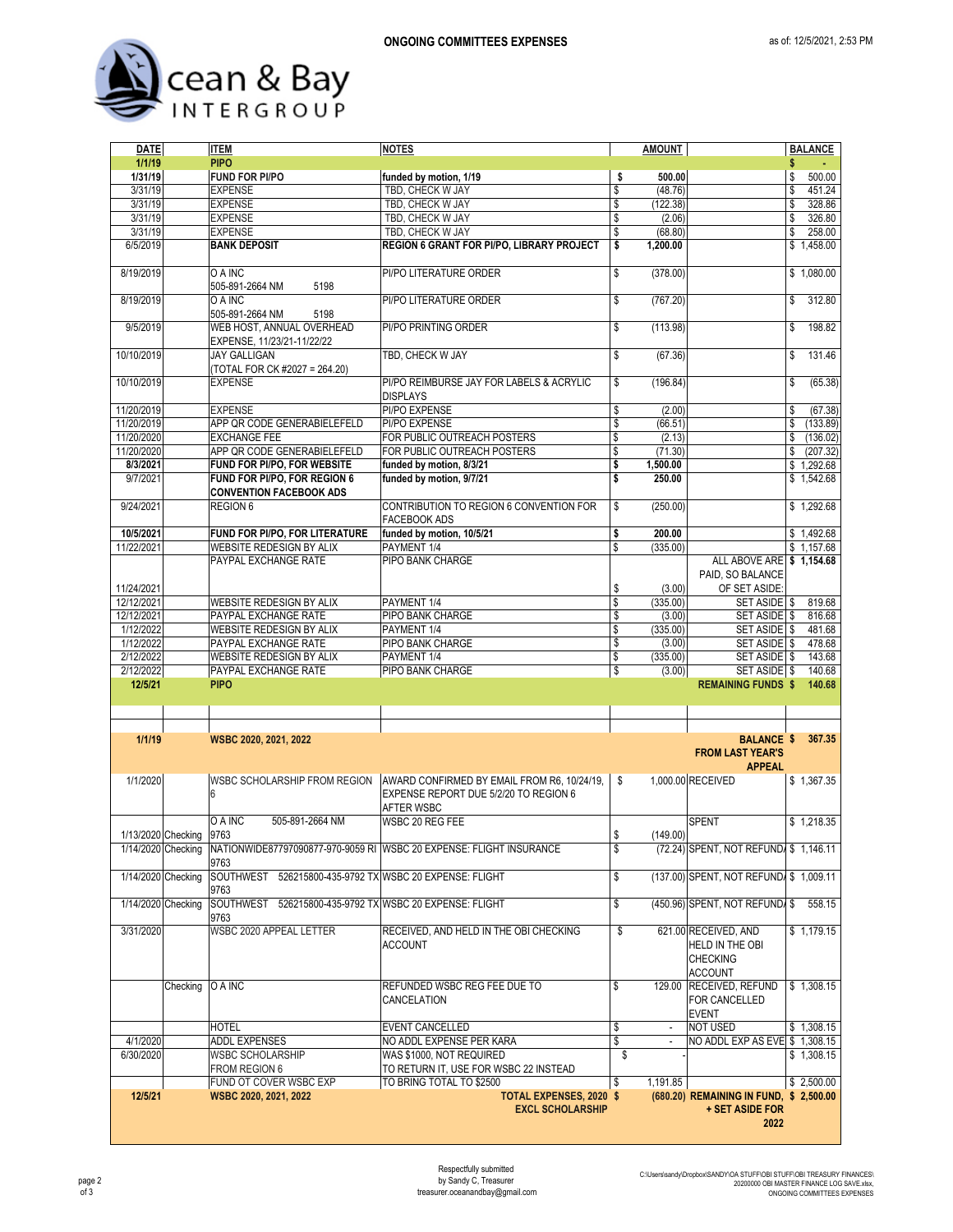# ONGOING COMMITTEES EXPENSES

as of: 12/5/2021, 2:53 PM

Ocean & Bay INTERGROUP

| DATE | | ITEM | NOTES | AMOUNT | | BALANCE |
|---|---|---|---|---|---|---|
| **1/1/19** | | **PIPO** | | | | $ - |
| **1/31/19** | | **FUND FOR PI/PO** | **funded by motion, 1/19** | **$ 500.00** | | $ 500.00 |
| 3/31/19 | | EXPENSE | TBD, CHECK W JAY | $ (48.76) | | $ 451.24 |
| 3/31/19 | | EXPENSE | TBD, CHECK W JAY | $ (122.38) | | $ 328.86 |
| 3/31/19 | | EXPENSE | TBD, CHECK W JAY | $ (2.06) | | $ 326.80 |
| 3/31/19 | | EXPENSE | TBD, CHECK W JAY | $ (68.80) | | $ 258.00 |
| 6/5/2019 | | **BANK DEPOSIT** | **REGION 6 GRANT FOR PI/PO, LIBRARY PROJECT** | **$ 1,200.00** | | $ 1,458.00 |
| 8/19/2019 | | O A INC 505-891-2664 NM 5198 | PI/PO LITERATURE ORDER | $ (378.00) | | $ 1,080.00 |
| 8/19/2019 | | O A INC 505-891-2664 NM 5198 | PI/PO LITERATURE ORDER | $ (767.20) | | $ 312.80 |
| 9/5/2019 | | WEB HOST, ANNUAL OVERHEAD EXPENSE, 11/23/21-11/22/22 | PI/PO PRINTING ORDER | $ (113.98) | | $ 198.82 |
| 10/10/2019 | | JAY GALLIGAN (TOTAL FOR CK #2027 = 264.20) | TBD, CHECK W JAY | $ (67.36) | | $ 131.46 |
| 10/10/2019 | | EXPENSE | PI/PO REIMBURSE JAY FOR LABELS & ACRYLIC DISPLAYS | $ (196.84) | | $ (65.38) |
| 11/20/2019 | | EXPENSE | PI/PO EXPENSE | $ (2.00) | | $ (67.38) |
| 11/20/2019 | | APP QR CODE GENERABIELEFELD | PI/PO EXPENSE | $ (66.51) | | $ (133.89) |
| 11/20/2020 | | EXCHANGE FEE | FOR PUBLIC OUTREACH POSTERS | $ (2.13) | | $ (136.02) |
| 11/20/2020 | | APP QR CODE GENERABIELEFELD | FOR PUBLIC OUTREACH POSTERS | $ (71.30) | | $ (207.32) |
| **8/3/2021** | | **FUND FOR PI/PO, FOR WEBSITE** | **funded by motion, 8/3/21** | **$ 1,500.00** | | $ 1,292.68 |
| 9/7/2021 | | **FUND FOR PI/PO, FOR REGION 6 CONVENTION FACEBOOK ADS** | **funded by motion, 9/7/21** | **$ 250.00** | | $ 1,542.68 |
| 9/24/2021 | | REGION 6 | CONTRIBUTION TO REGION 6 CONVENTION FOR FACEBOOK ADS | $ (250.00) | | $ 1,292.68 |
| **10/5/2021** | | **FUND FOR PI/PO, FOR LITERATURE** | **funded by motion, 10/5/21** | **$ 200.00** | | $ 1,492.68 |
| 11/22/2021 | | WEBSITE REDESIGN BY ALIX | PAYMENT 1/4 | $ (335.00) | | $ 1,157.68 |
| 11/24/2021 | | PAYPAL EXCHANGE RATE | PIPO BANK CHARGE | $ (3.00) | ALL ABOVE ARE PAID, SO BALANCE OF SET ASIDE: | **$ 1,154.68** |
| 12/12/2021 | | WEBSITE REDESIGN BY ALIX | PAYMENT 1/4 | $ (335.00) | SET ASIDE | $ 819.68 |
| 12/12/2021 | | PAYPAL EXCHANGE RATE | PIPO BANK CHARGE | $ (3.00) | SET ASIDE | $ 816.68 |
| 1/12/2022 | | WEBSITE REDESIGN BY ALIX | PAYMENT 1/4 | $ (335.00) | SET ASIDE | $ 481.68 |
| 1/12/2022 | | PAYPAL EXCHANGE RATE | PIPO BANK CHARGE | $ (3.00) | SET ASIDE | $ 478.68 |
| 2/12/2022 | | WEBSITE REDESIGN BY ALIX | PAYMENT 1/4 | $ (335.00) | SET ASIDE | $ 143.68 |
| 2/12/2022 | | PAYPAL EXCHANGE RATE | PIPO BANK CHARGE | $ (3.00) | SET ASIDE | $ 140.68 |
| **12/5/21** | | **PIPO** | | | **REMAINING FUNDS** | **$ 140.68** |
| | | | | | | |
| **1/1/19** | | **WSBC 2020, 2021, 2022** | | | **BALANCE FROM LAST YEAR'S APPEAL** | **$ 367.35** |
| 1/1/2020 | | WSBC SCHOLARSHIP FROM REGION 6 | AWARD CONFIRMED BY EMAIL FROM R6, 10/24/19, EXPENSE REPORT DUE 5/2/20 TO REGION 6 AFTER WSBC | $ 1,000.00 | RECEIVED | $ 1,367.35 |
| 1/13/2020 | Checking | O A INC 505-891-2664 NM 9763 | WSBC 20 REG FEE | $ (149.00) | SPENT | $ 1,218.35 |
| 1/14/2020 | Checking | NATIONWIDE87797090877-970-9059 RI 9763 | WSBC 20 EXPENSE: FLIGHT INSURANCE | $ (72.24) | SPENT, NOT REFUNDABLE | $ 1,146.11 |
| 1/14/2020 | Checking | SOUTHWEST 526215800-435-9792 TX 9763 | WSBC 20 EXPENSE: FLIGHT | $ (137.00) | SPENT, NOT REFUNDABLE | $ 1,009.11 |
| 1/14/2020 | Checking | SOUTHWEST 526215800-435-9792 TX 9763 | WSBC 20 EXPENSE: FLIGHT | $ (450.96) | SPENT, NOT REFUNDABLE | $ 558.15 |
| 3/31/2020 | | WSBC 2020 APPEAL LETTER | RECEIVED, AND HELD IN THE OBI CHECKING ACCOUNT | $ 621.00 | RECEIVED, AND HELD IN THE OBI CHECKING ACCOUNT | $ 1,179.15 |
| | Checking | O A INC | REFUNDED WSBC REG FEE DUE TO CANCELATION | $ 129.00 | RECEIVED, REFUND FOR CANCELLED EVENT | $ 1,308.15 |
| | | HOTEL | EVENT CANCELLED | $ - | NOT USED | $ 1,308.15 |
| 4/1/2020 | | ADDL EXPENSES | NO ADDL EXPENSE PER KARA | $ - | NO ADDL EXP AS EVENT | $ 1,308.15 |
| 6/30/2020 | | WSBC SCHOLARSHIP FROM REGION 6 | WAS $1000, NOT REQUIRED TO RETURN IT, USE FOR WSBC 22 INSTEAD | $ - | | $ 1,308.15 |
| | | FUND OT COVER WSBC EXP | TO BRING TOTAL TO $2500 | $ 1,191.85 | | $ 2,500.00 |
| **12/5/21** | | **WSBC 2020, 2021, 2022** | **TOTAL EXPENSES, 2020 EXCL SCHOLARSHIP** | **$ (680.20)** | **REMAINING IN FUND, + SET ASIDE FOR 2022** | **$ 2,500.00** |

Respectfully submitted
by Sandy C, Treasurer
treasurer.oceanandbay@gmail.com

C:\Users\sandy\Dropbox\SANDY\OA STUFF\OBI STUFF\OBI TREASURY FINANCES\20200000 OBI MASTER FINANCE LOG SAVE.xlsx, ONGOING COMMITTEES EXPENSES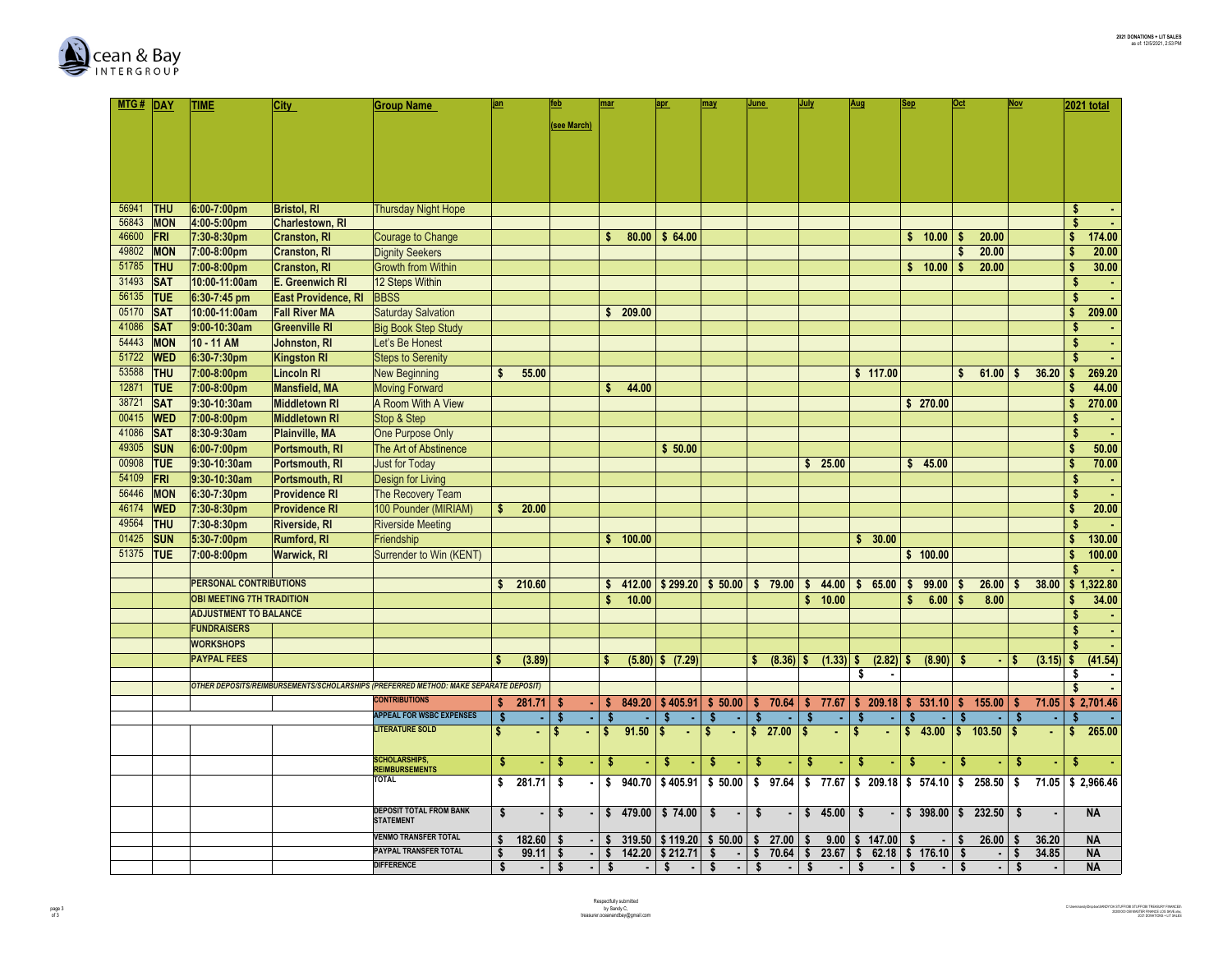# 2021 DONATIONS + LIT SALES

as of: 12/5/2021, 2:53 PM

| MTG # | DAY | TIME | City | Group Name | jan | feb (see March) | mar | apr | may | June | July | Aug | Sep | Oct | Nov | 2021 total |
|---|---|---|---|---|---|---|---|---|---|---|---|---|---|---|---|---|
| 56941 | THU | 6:00-7:00pm | Bristol, RI | Thursday Night Hope | | | | | | | | | | | | $ - |
| 56843 | MON | 4:00-5:00pm | Charlestown, RI | | | | | | | | | | | | | $ - |
| 46600 | FRI | 7:30-8:30pm | Cranston, RI | Courage to Change | | | $ 80.00 | $ 64.00 | | | | | $ 10.00 | $ 20.00 | | $ 174.00 |
| 49802 | MON | 7:00-8:00pm | Cranston, RI | Dignity Seekers | | | | | | | | | | $ 20.00 | | $ 20.00 |
| 51785 | THU | 7:00-8:00pm | Cranston, RI | Growth from Within | | | | | | | | | $ 10.00 | $ 20.00 | | $ 30.00 |
| 31493 | SAT | 10:00-11:00am | E. Greenwich RI | 12 Steps Within | | | | | | | | | | | | $ - |
| 56135 | TUE | 6:30-7:45 pm | East Providence, RI | BBSS | | | | | | | | | | | | $ - |
| 05170 | SAT | 10:00-11:00am | Fall River MA | Saturday Salvation | | | $ 209.00 | | | | | | | | | $ 209.00 |
| 41086 | SAT | 9:00-10:30am | Greenville RI | Big Book Step Study | | | | | | | | | | | | $ - |
| 54443 | MON | 10 - 11 AM | Johnston, RI | Let's Be Honest | | | | | | | | | | | | $ - |
| 51722 | WED | 6:30-7:30pm | Kingston RI | Steps to Serenity | | | | | | | | | | | | $ - |
| 53588 | THU | 7:00-8:00pm | Lincoln RI | New Beginning | $ 55.00 | | | | | | | $ 117.00 | | $ 61.00 | $ 36.20 | $ 269.20 |
| 12871 | TUE | 7:00-8:00pm | Mansfield, MA | Moving Forward | | | $ 44.00 | | | | | | | | | $ 44.00 |
| 38721 | SAT | 9:30-10:30am | Middletown RI | A Room With A View | | | | | | | | | $ 270.00 | | | $ 270.00 |
| 00415 | WED | 7:00-8:00pm | Middletown RI | Stop & Step | | | | | | | | | | | | $ - |
| 41086 | SAT | 8:30-9:30am | Plainville, MA | One Purpose Only | | | | | | | | | | | | $ - |
| 49305 | SUN | 6:00-7:00pm | Portsmouth, RI | The Art of Abstinence | | | | $ 50.00 | | | | | | | | $ 50.00 |
| 00908 | TUE | 9:30-10:30am | Portsmouth, RI | Just for Today | | | | | | | $ 25.00 | | $ 45.00 | | | $ 70.00 |
| 54109 | FRI | 9:30-10:30am | Portsmouth, RI | Design for Living | | | | | | | | | | | | $ - |
| 56446 | MON | 6:30-7:30pm | Providence RI | The Recovery Team | | | | | | | | | | | | $ - |
| 46174 | WED | 7:30-8:30pm | Providence RI | 100 Pounder (MIRIAM) | $ 20.00 | | | | | | | | | | | $ 20.00 |
| 49564 | THU | 7:30-8:30pm | Riverside, RI | Riverside Meeting | | | | | | | | | | | | $ - |
| 01425 | SUN | 5:30-7:00pm | Rumford, RI | Friendship | | | $ 100.00 | | | | | $ 30.00 | | | | $ 130.00 |
| 51375 | TUE | 7:00-8:00pm | Warwick, RI | Surrender to Win (KENT) | | | | | | | | | $ 100.00 | | | $ 100.00 |
| | | | | | | | | | | | | | | | | $ - |
| | | PERSONAL CONTRIBUTIONS | | | $ 210.60 | | $ 412.00 | $ 299.20 | $ 50.00 | $ 79.00 | $ 44.00 | $ 65.00 | $ 99.00 | $ 26.00 | $ 38.00 | $ 1,322.80 |
| | | OBI MEETING 7TH TRADITION | | | | | $ 10.00 | | | | $ 10.00 | | $ 6.00 | $ 8.00 | | $ 34.00 |
| | | ADJUSTMENT TO BALANCE | | | | | | | | | | | | | | $ - |
| | | FUNDRAISERS | | | | | | | | | | | | | | $ - |
| | | WORKSHOPS | | | | | | | | | | | | | | $ - |
| | | PAYPAL FEES | | | $ (3.89) | | $ (5.80) | $ (7.29) | | $ (8.36) | $ (1.33) | $ (2.82) | $ (8.90) | $ - | $ (3.15) | $ (41.54) |
| | | | | | | | | | | | | $ - | | | | $ - |
| | | OTHER DEPOSITS/REIMBURSEMENTS/SCHOLARSHIPS (PREFERRED METHOD: MAKE SEPARATE DEPOSIT) | | | | | | | | | | | | | | $ - |
| | | | | CONTRIBUTIONS | $ 281.71 | $ - | $ 849.20 | $ 405.91 | $ 50.00 | $ 70.64 | $ 77.67 | $ 209.18 | $ 531.10 | $ 155.00 | $ 71.05 | $ 2,701.46 |
| | | | | APPEAL FOR WSBC EXPENSES | $ - | $ - | $ - | $ - | $ - | $ - | $ - | $ - | $ - | $ - | $ - | $ - |
| | | | | LITERATURE SOLD | $ - | $ - | $ 91.50 | $ - | $ - | $ 27.00 | $ - | $ - | $ 43.00 | $ 103.50 | $ - | $ 265.00 |
| | | | | SCHOLARSHIPS, REIMBURSEMENTS | $ - | $ - | $ - | $ - | $ - | $ - | $ - | $ - | $ - | $ - | $ - | $ - |
| | | | | TOTAL | $ 281.71 | $ - | $ 940.70 | $ 405.91 | $ 50.00 | $ 97.64 | $ 77.67 | $ 209.18 | $ 574.10 | $ 258.50 | $ 71.05 | $ 2,966.46 |
| | | | | DEPOSIT TOTAL FROM BANK STATEMENT | $ - | $ - | $ 479.00 | $ 74.00 | $ - | $ - | $ 45.00 | $ - | $ 398.00 | $ 232.50 | $ - | NA |
| | | | | VENMO TRANSFER TOTAL | $ 182.60 | $ - | $ 319.50 | $ 119.20 | $ 50.00 | $ 27.00 | $ 9.00 | $ 147.00 | $ - | $ 26.00 | $ 36.20 | NA |
| | | | | PAYPAL TRANSFER TOTAL | $ 99.11 | $ - | $ 142.20 | $ 212.71 | $ - | $ 70.64 | $ 23.67 | $ 62.18 | $ 176.10 | $ - | $ 34.85 | NA |
| | | | | DIFFERENCE | $ - | $ - | $ - | $ - | $ - | $ - | $ - | $ - | $ - | $ - | $ - | NA |

Respectfully submitted
by Sandy C,
treasurer.oceanandbay@gmail.com